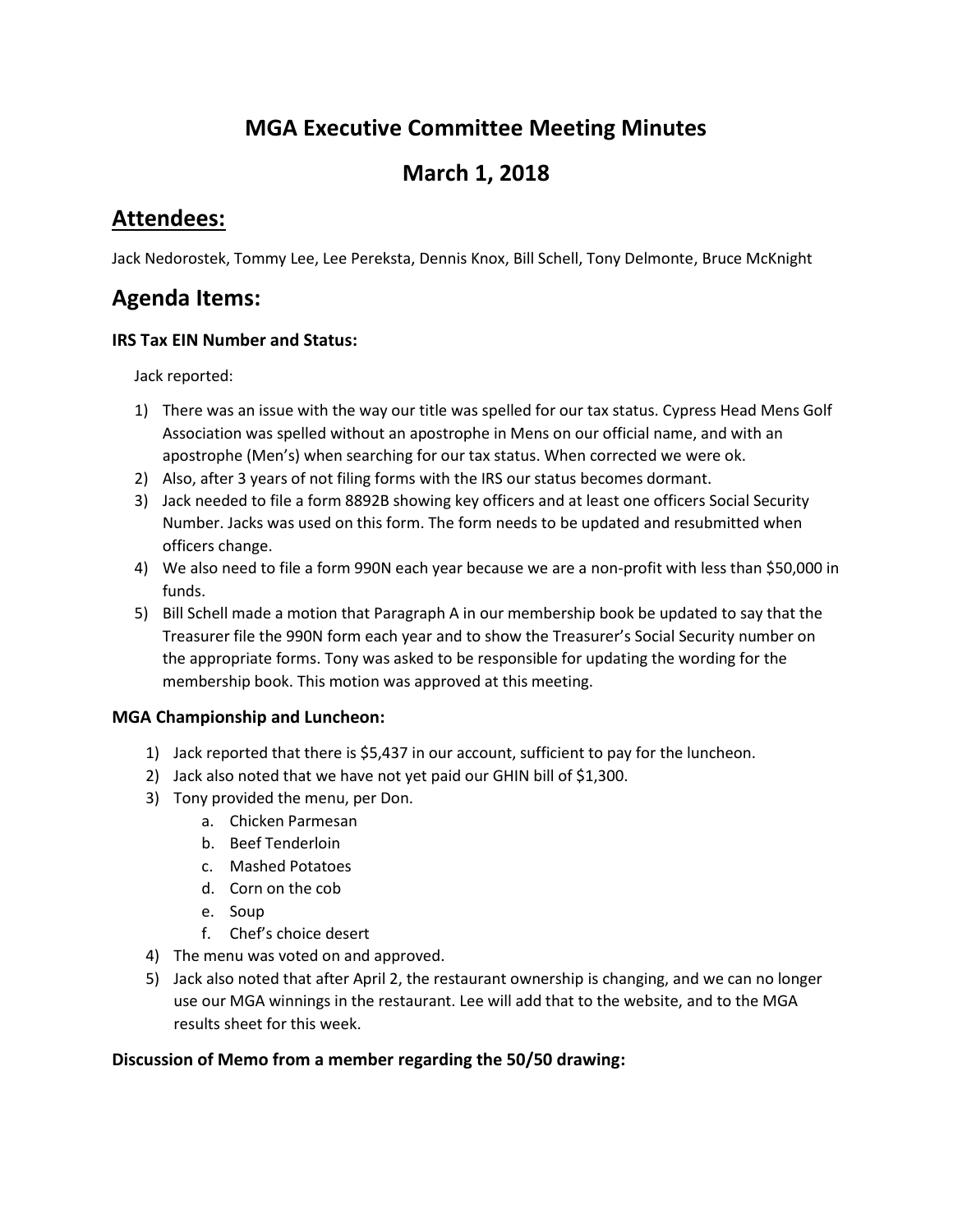# MGA Executive Committee Meeting Minutes

# March 1, 2018

## Attendees:

Jack Nedorostek, Tommy Lee, Lee Pereksta, Dennis Knox, Bill Schell, Tony Delmonte, Bruce McKnight

## Agenda Items:

### IRS Tax EIN Number and Status:

Jack reported:

1) There was an issue with the way our title was spelled for our tax status. Cypress Head Mens Golf Association was spelled without an apostrophe in Mens on our official name, and with an apostrophe (Men's) when searching for our tax status. When corrected we were ok.
2) Also, after 3 years of not filing forms with the IRS our status becomes dormant.
3) Jack needed to file a form 8892B showing key officers and at least one officers Social Security Number. Jacks was used on this form. The form needs to be updated and resubmitted when officers change.
4) We also need to file a form 990N each year because we are a non-profit with less than $50,000 in funds.
5) Bill Schell made a motion that Paragraph A in our membership book be updated to say that the Treasurer file the 990N form each year and to show the Treasurer's Social Security number on the appropriate forms. Tony was asked to be responsible for updating the wording for the membership book. This motion was approved at this meeting.

### MGA Championship and Luncheon:

1) Jack reported that there is $5,437 in our account, sufficient to pay for the luncheon.
2) Jack also noted that we have not yet paid our GHIN bill of $1,300.
3) Tony provided the menu, per Don.
   a. Chicken Parmesan
   b. Beef Tenderloin
   c. Mashed Potatoes
   d. Corn on the cob
   e. Soup
   f. Chef's choice desert
4) The menu was voted on and approved.
5) Jack also noted that after April 2, the restaurant ownership is changing, and we can no longer use our MGA winnings in the restaurant. Lee will add that to the website, and to the MGA results sheet for this week.

### Discussion of Memo from a member regarding the 50/50 drawing: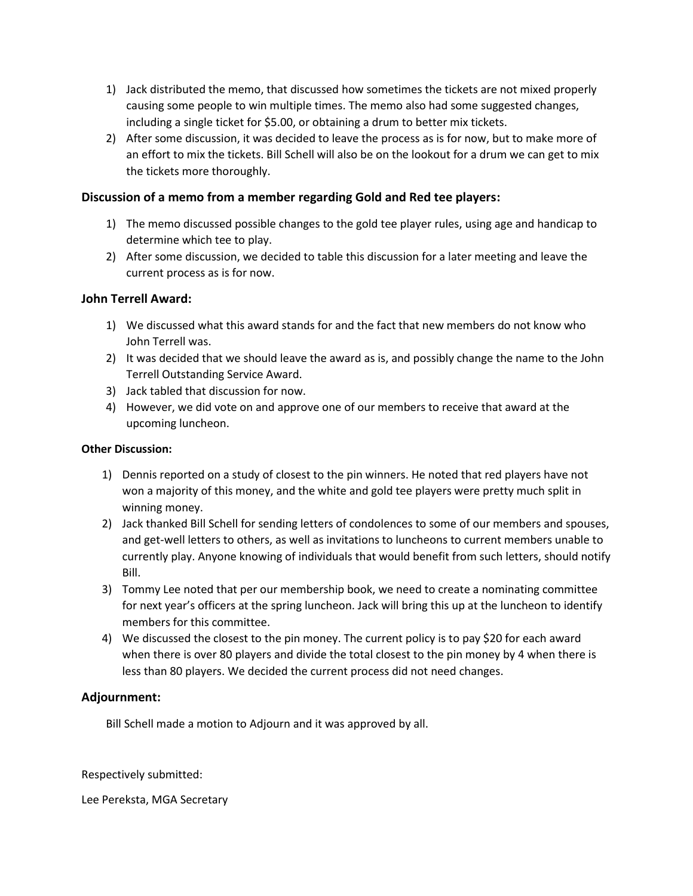1) Jack distributed the memo, that discussed how sometimes the tickets are not mixed properly causing some people to win multiple times. The memo also had some suggested changes, including a single ticket for $5.00, or obtaining a drum to better mix tickets.
2) After some discussion, it was decided to leave the process as is for now, but to make more of an effort to mix the tickets. Bill Schell will also be on the lookout for a drum we can get to mix the tickets more thoroughly.

## Discussion of a memo from a member regarding Gold and Red tee players:

1) The memo discussed possible changes to the gold tee player rules, using age and handicap to determine which tee to play.
2) After some discussion, we decided to table this discussion for a later meeting and leave the current process as is for now.

## John Terrell Award:

1) We discussed what this award stands for and the fact that new members do not know who John Terrell was.
2) It was decided that we should leave the award as is, and possibly change the name to the John Terrell Outstanding Service Award.
3) Jack tabled that discussion for now.
4) However, we did vote on and approve one of our members to receive that award at the upcoming luncheon.

**Other Discussion:**

1) Dennis reported on a study of closest to the pin winners. He noted that red players have not won a majority of this money, and the white and gold tee players were pretty much split in winning money.
2) Jack thanked Bill Schell for sending letters of condolences to some of our members and spouses, and get-well letters to others, as well as invitations to luncheons to current members unable to currently play. Anyone knowing of individuals that would benefit from such letters, should notify Bill.
3) Tommy Lee noted that per our membership book, we need to create a nominating committee for next year's officers at the spring luncheon. Jack will bring this up at the luncheon to identify members for this committee.
4) We discussed the closest to the pin money. The current policy is to pay $20 for each award when there is over 80 players and divide the total closest to the pin money by 4 when there is less than 80 players. We decided the current process did not need changes.

## Adjournment:

Bill Schell made a motion to Adjourn and it was approved by all.

Respectively submitted:

Lee Pereksta, MGA Secretary